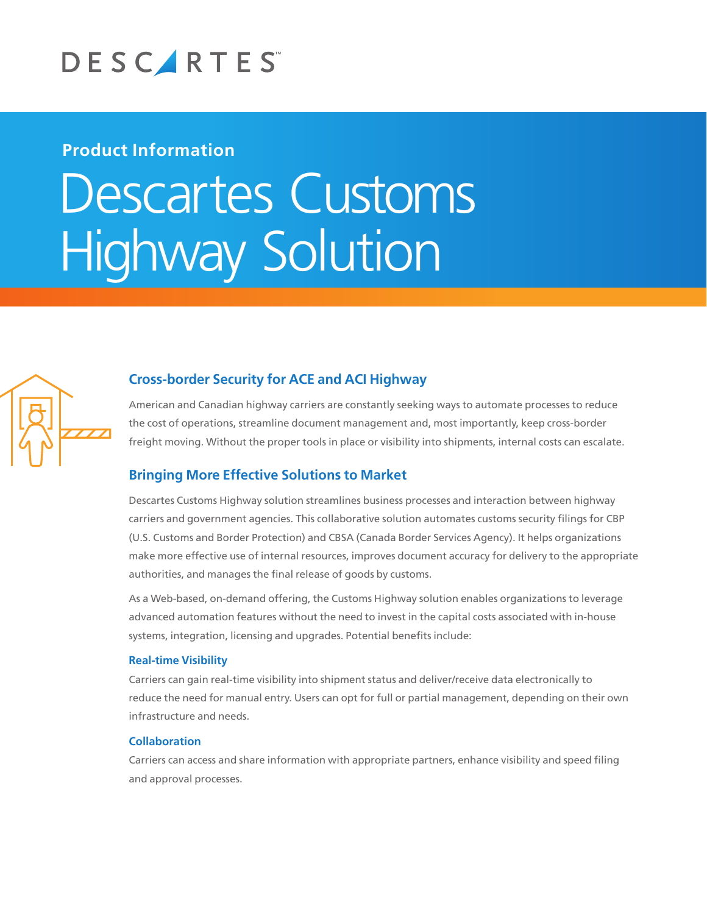DESCARTES

Product Information

# Descartes Customs Highway Solution

## Cross-border Security for ACE and ACI Highway

American and Canadian highway carriers are constantly seeking ways to automate processes to reduce the cost of operations, streamline document management and, most importantly, keep cross-border freight moving. Without the proper tools in place or visibility into shipments, internal costs can escalate.

## Bringing More Effective Solutions to Market

Descartes Customs Highway solution streamlines business processes and interaction between highway carriers and government agencies. This collaborative solution automates customs security filings for CBP (U.S. Customs and Border Protection) and CBSA (Canada Border Services Agency). It helps organizations make more effective use of internal resources, improves document accuracy for delivery to the appropriate authorities, and manages the final release of goods by customs.

As a Web-based, on-demand offering, the Customs Highway solution enables organizations to leverage advanced automation features without the need to invest in the capital costs associated with in-house systems, integration, licensing and upgrades. Potential benefits include:

### Real-time Visibility

Carriers can gain real-time visibility into shipment status and deliver/receive data electronically to reduce the need for manual entry. Users can opt for full or partial management, depending on their own infrastructure and needs.

### Collaboration

Carriers can access and share information with appropriate partners, enhance visibility and speed filing and approval processes.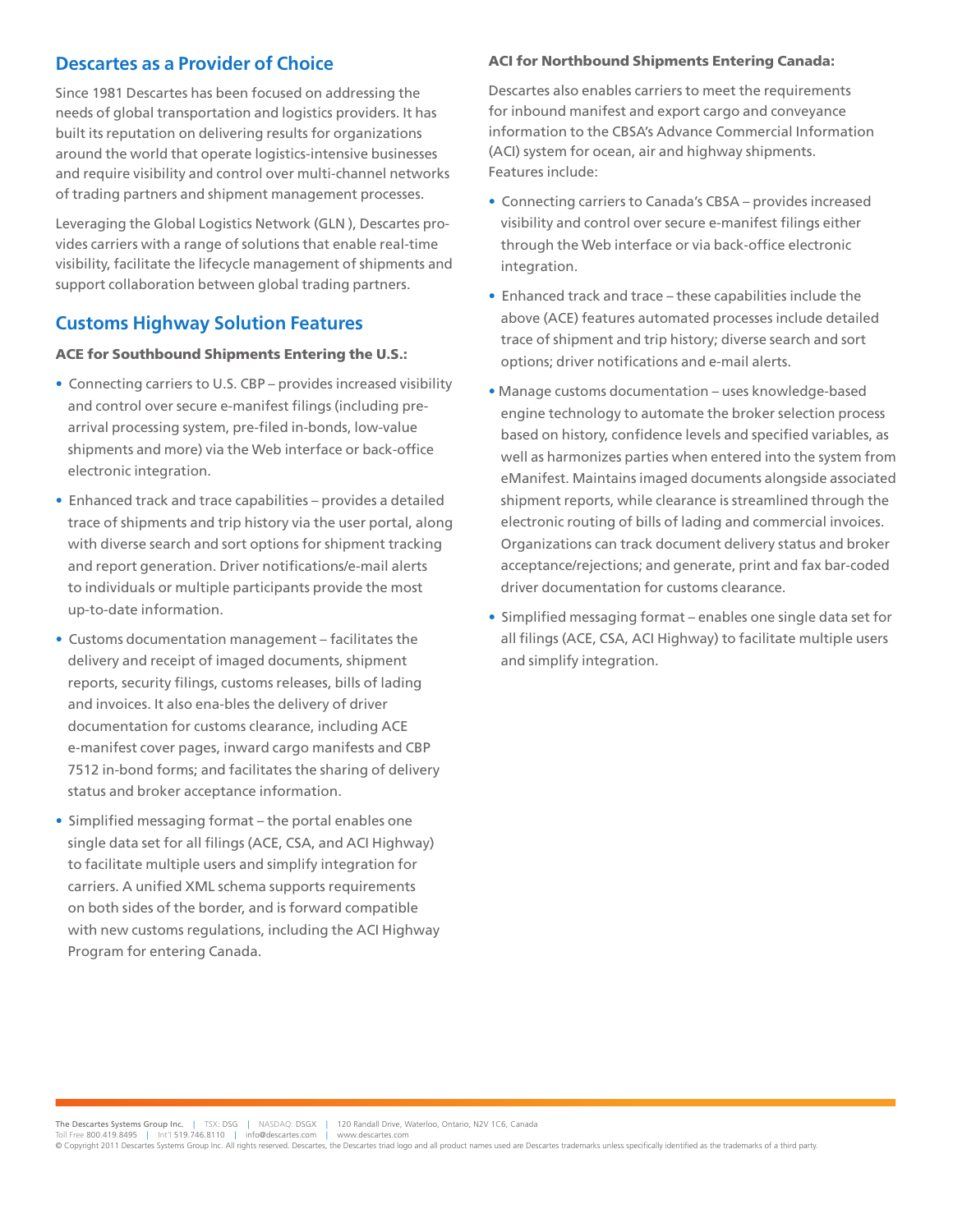## Descartes as a Provider of Choice

Since 1981 Descartes has been focused on addressing the needs of global transportation and logistics providers. It has built its reputation on delivering results for organizations around the world that operate logistics-intensive businesses and require visibility and control over multi-channel networks of trading partners and shipment management processes.

Leveraging the Global Logistics Network (GLN ), Descartes provides carriers with a range of solutions that enable real-time visibility, facilitate the lifecycle management of shipments and support collaboration between global trading partners.

## Customs Highway Solution Features

**ACE for Southbound Shipments Entering the U.S.:**

- Connecting carriers to U.S. CBP – provides increased visibility and control over secure e-manifest filings (including pre-arrival processing system, pre-filed in-bonds, low-value shipments and more) via the Web interface or back-office electronic integration.
- Enhanced track and trace capabilities – provides a detailed trace of shipments and trip history via the user portal, along with diverse search and sort options for shipment tracking and report generation. Driver notifications/e-mail alerts to individuals or multiple participants provide the most up-to-date information.
- Customs documentation management – facilitates the delivery and receipt of imaged documents, shipment reports, security filings, customs releases, bills of lading and invoices. It also ena-bles the delivery of driver documentation for customs clearance, including ACE e-manifest cover pages, inward cargo manifests and CBP 7512 in-bond forms; and facilitates the sharing of delivery status and broker acceptance information.
- Simplified messaging format – the portal enables one single data set for all filings (ACE, CSA, and ACI Highway) to facilitate multiple users and simplify integration for carriers. A unified XML schema supports requirements on both sides of the border, and is forward compatible with new customs regulations, including the ACI Highway Program for entering Canada.

**ACI for Northbound Shipments Entering Canada:**

Descartes also enables carriers to meet the requirements for inbound manifest and export cargo and conveyance information to the CBSA's Advance Commercial Information (ACI) system for ocean, air and highway shipments. Features include:

- Connecting carriers to Canada's CBSA – provides increased visibility and control over secure e-manifest filings either through the Web interface or via back-office electronic integration.
- Enhanced track and trace – these capabilities include the above (ACE) features automated processes include detailed trace of shipment and trip history; diverse search and sort options; driver notifications and e-mail alerts.
- Manage customs documentation – uses knowledge-based engine technology to automate the broker selection process based on history, confidence levels and specified variables, as well as harmonizes parties when entered into the system from eManifest. Maintains imaged documents alongside associated shipment reports, while clearance is streamlined through the electronic routing of bills of lading and commercial invoices. Organizations can track document delivery status and broker acceptance/rejections; and generate, print and fax bar-coded driver documentation for customs clearance.
- Simplified messaging format – enables one single data set for all filings (ACE, CSA, ACI Highway) to facilitate multiple users and simplify integration.

The Descartes Systems Group Inc. | TSX: DSG | NASDAQ: DSGX | 120 Randall Drive, Waterloo, Ontario, N2V 1C6, Canada
Toll Free 800.419.8495 | Int'l 519.746.8110 | info@descartes.com | www.descartes.com
© Copyright 2011 Descartes Systems Group Inc. All rights reserved. Descartes, the Descartes triad logo and all product names used are Descartes trademarks unless specifically identified as the trademarks of a third party.